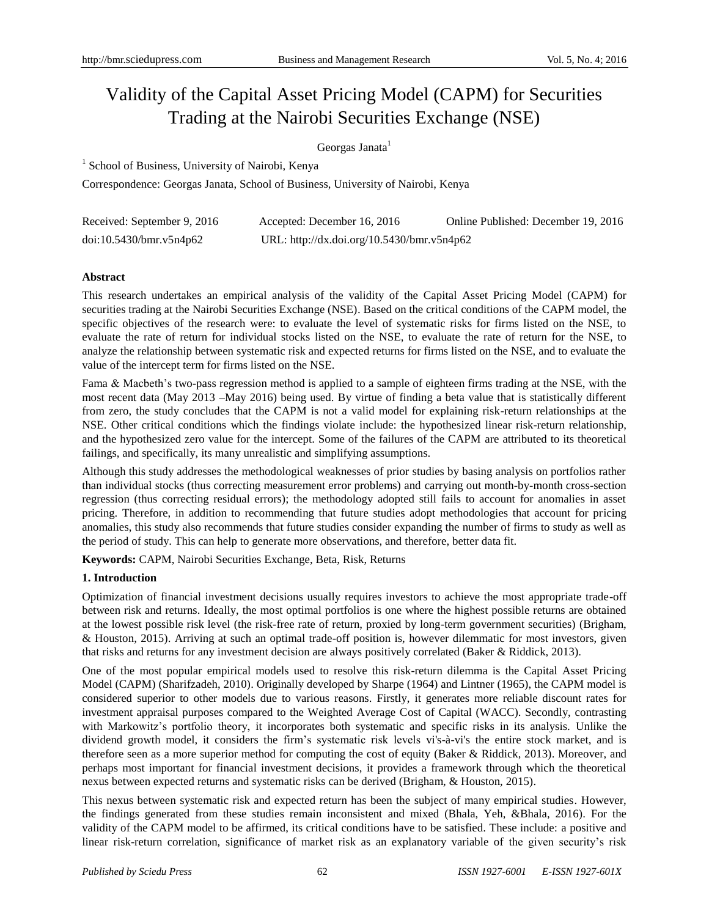# Validity of the Capital Asset Pricing Model (CAPM) for Securities Trading at the Nairobi Securities Exchange (NSE)

Georgas Janata[1]

[1] School of Business, University of Nairobi, Kenya

Correspondence: Georgas Janata, School of Business, University of Nairobi, Kenya

Received: September 9, 2016 Accepted: December 16, 2016 Online Published: December 19, 2016

doi:10.5430/bmr.v5n4p62 URL: http://dx.doi.org/10.5430/bmr.v5n4p62

## Abstract

This research undertakes an empirical analysis of the validity of the Capital Asset Pricing Model (CAPM) for securities trading at the Nairobi Securities Exchange (NSE). Based on the critical conditions of the CAPM model, the specific objectives of the research were: to evaluate the level of systematic risks for firms listed on the NSE, to evaluate the rate of return for individual stocks listed on the NSE, to evaluate the rate of return for the NSE, to analyze the relationship between systematic risk and expected returns for firms listed on the NSE, and to evaluate the value of the intercept term for firms listed on the NSE.

Fama & Macbeth's two-pass regression method is applied to a sample of eighteen firms trading at the NSE, with the most recent data (May 2013 –May 2016) being used. By virtue of finding a beta value that is statistically different from zero, the study concludes that the CAPM is not a valid model for explaining risk-return relationships at the NSE. Other critical conditions which the findings violate include: the hypothesized linear risk-return relationship, and the hypothesized zero value for the intercept. Some of the failures of the CAPM are attributed to its theoretical failings, and specifically, its many unrealistic and simplifying assumptions.

Although this study addresses the methodological weaknesses of prior studies by basing analysis on portfolios rather than individual stocks (thus correcting measurement error problems) and carrying out month-by-month cross-section regression (thus correcting residual errors); the methodology adopted still fails to account for anomalies in asset pricing. Therefore, in addition to recommending that future studies adopt methodologies that account for pricing anomalies, this study also recommends that future studies consider expanding the number of firms to study as well as the period of study. This can help to generate more observations, and therefore, better data fit.

**Keywords:** CAPM, Nairobi Securities Exchange, Beta, Risk, Returns

## 1. Introduction

Optimization of financial investment decisions usually requires investors to achieve the most appropriate trade-off between risk and returns. Ideally, the most optimal portfolios is one where the highest possible returns are obtained at the lowest possible risk level (the risk-free rate of return, proxied by long-term government securities) (Brigham, & Houston, 2015). Arriving at such an optimal trade-off position is, however dilemmatic for most investors, given that risks and returns for any investment decision are always positively correlated (Baker & Riddick, 2013).

One of the most popular empirical models used to resolve this risk-return dilemma is the Capital Asset Pricing Model (CAPM) (Sharifzadeh, 2010). Originally developed by Sharpe (1964) and Lintner (1965), the CAPM model is considered superior to other models due to various reasons. Firstly, it generates more reliable discount rates for investment appraisal purposes compared to the Weighted Average Cost of Capital (WACC). Secondly, contrasting with Markowitz's portfolio theory, it incorporates both systematic and specific risks in its analysis. Unlike the dividend growth model, it considers the firm's systematic risk levels vi's-à-vi's the entire stock market, and is therefore seen as a more superior method for computing the cost of equity (Baker & Riddick, 2013). Moreover, and perhaps most important for financial investment decisions, it provides a framework through which the theoretical nexus between expected returns and systematic risks can be derived (Brigham, & Houston, 2015).

This nexus between systematic risk and expected return has been the subject of many empirical studies. However, the findings generated from these studies remain inconsistent and mixed (Bhala, Yeh, &Bhala, 2016). For the validity of the CAPM model to be affirmed, its critical conditions have to be satisfied. These include: a positive and linear risk-return correlation, significance of market risk as an explanatory variable of the given security's risk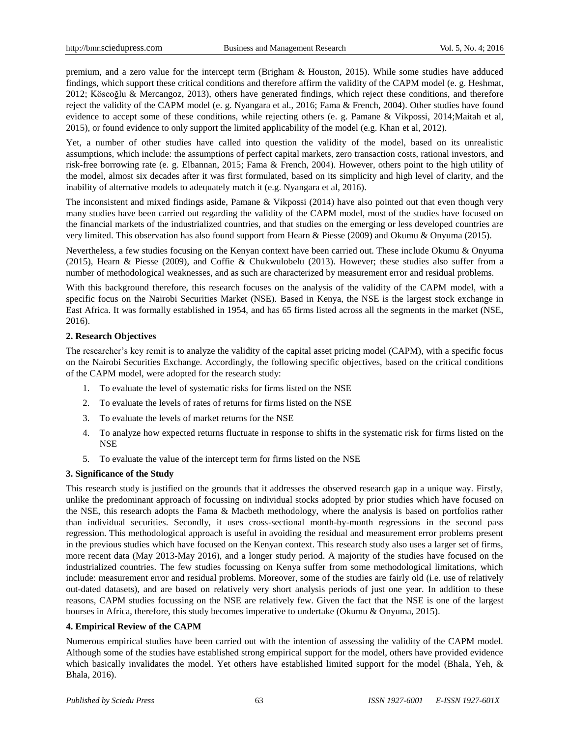premium, and a zero value for the intercept term (Brigham & Houston, 2015). While some studies have adduced findings, which support these critical conditions and therefore affirm the validity of the CAPM model (e. g. Heshmat, 2012; Köseoğlu & Mercangoz, 2013), others have generated findings, which reject these conditions, and therefore reject the validity of the CAPM model (e. g. Nyangara et al., 2016; Fama & French, 2004). Other studies have found evidence to accept some of these conditions, while rejecting others (e. g. Pamane & Vikpossi, 2014;Maitah et al, 2015), or found evidence to only support the limited applicability of the model (e.g. Khan et al, 2012).

Yet, a number of other studies have called into question the validity of the model, based on its unrealistic assumptions, which include: the assumptions of perfect capital markets, zero transaction costs, rational investors, and risk-free borrowing rate (e. g. Elbannan, 2015; Fama & French, 2004). However, others point to the high utility of the model, almost six decades after it was first formulated, based on its simplicity and high level of clarity, and the inability of alternative models to adequately match it (e.g. Nyangara et al, 2016).

The inconsistent and mixed findings aside, Pamane & Vikpossi (2014) have also pointed out that even though very many studies have been carried out regarding the validity of the CAPM model, most of the studies have focused on the financial markets of the industrialized countries, and that studies on the emerging or less developed countries are very limited. This observation has also found support from Hearn & Piesse (2009) and Okumu & Onyuma (2015).

Nevertheless, a few studies focusing on the Kenyan context have been carried out. These include Okumu & Onyuma (2015), Hearn & Piesse (2009), and Coffie & Chukwulobelu (2013). However; these studies also suffer from a number of methodological weaknesses, and as such are characterized by measurement error and residual problems.

With this background therefore, this research focuses on the analysis of the validity of the CAPM model, with a specific focus on the Nairobi Securities Market (NSE). Based in Kenya, the NSE is the largest stock exchange in East Africa. It was formally established in 1954, and has 65 firms listed across all the segments in the market (NSE, 2016).

## 2. Research Objectives

The researcher's key remit is to analyze the validity of the capital asset pricing model (CAPM), with a specific focus on the Nairobi Securities Exchange. Accordingly, the following specific objectives, based on the critical conditions of the CAPM model, were adopted for the research study:

1. To evaluate the level of systematic risks for firms listed on the NSE
2. To evaluate the levels of rates of returns for firms listed on the NSE
3. To evaluate the levels of market returns for the NSE
4. To analyze how expected returns fluctuate in response to shifts in the systematic risk for firms listed on the NSE
5. To evaluate the value of the intercept term for firms listed on the NSE

## 3. Significance of the Study

This research study is justified on the grounds that it addresses the observed research gap in a unique way. Firstly, unlike the predominant approach of focussing on individual stocks adopted by prior studies which have focused on the NSE, this research adopts the Fama & Macbeth methodology, where the analysis is based on portfolios rather than individual securities. Secondly, it uses cross-sectional month-by-month regressions in the second pass regression. This methodological approach is useful in avoiding the residual and measurement error problems present in the previous studies which have focused on the Kenyan context. This research study also uses a larger set of firms, more recent data (May 2013-May 2016), and a longer study period. A majority of the studies have focused on the industrialized countries. The few studies focussing on Kenya suffer from some methodological limitations, which include: measurement error and residual problems. Moreover, some of the studies are fairly old (i.e. use of relatively out-dated datasets), and are based on relatively very short analysis periods of just one year. In addition to these reasons, CAPM studies focussing on the NSE are relatively few. Given the fact that the NSE is one of the largest bourses in Africa, therefore, this study becomes imperative to undertake (Okumu & Onyuma, 2015).

## 4. Empirical Review of the CAPM

Numerous empirical studies have been carried out with the intention of assessing the validity of the CAPM model. Although some of the studies have established strong empirical support for the model, others have provided evidence which basically invalidates the model. Yet others have established limited support for the model (Bhala, Yeh, & Bhala, 2016).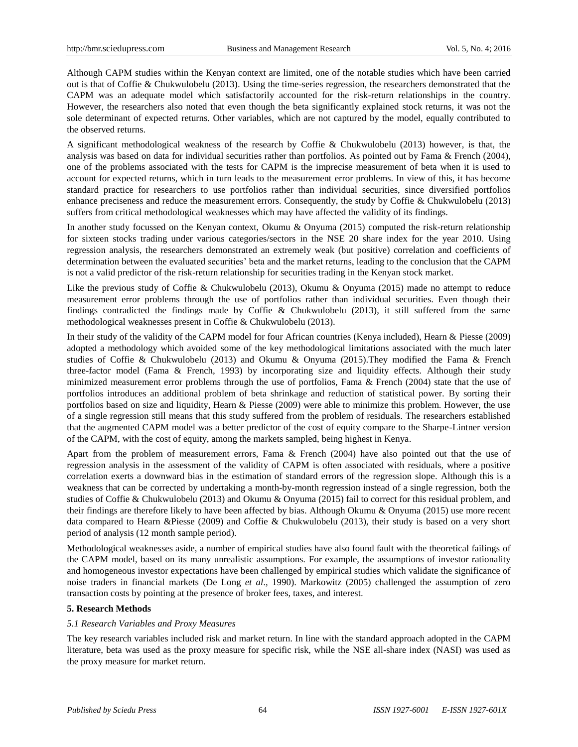Although CAPM studies within the Kenyan context are limited, one of the notable studies which have been carried out is that of Coffie & Chukwulobelu (2013). Using the time-series regression, the researchers demonstrated that the CAPM was an adequate model which satisfactorily accounted for the risk-return relationships in the country. However, the researchers also noted that even though the beta significantly explained stock returns, it was not the sole determinant of expected returns. Other variables, which are not captured by the model, equally contributed to the observed returns.

A significant methodological weakness of the research by Coffie & Chukwulobelu (2013) however, is that, the analysis was based on data for individual securities rather than portfolios. As pointed out by Fama & French (2004), one of the problems associated with the tests for CAPM is the imprecise measurement of beta when it is used to account for expected returns, which in turn leads to the measurement error problems. In view of this, it has become standard practice for researchers to use portfolios rather than individual securities, since diversified portfolios enhance preciseness and reduce the measurement errors. Consequently, the study by Coffie & Chukwulobelu (2013) suffers from critical methodological weaknesses which may have affected the validity of its findings.

In another study focussed on the Kenyan context, Okumu & Onyuma (2015) computed the risk-return relationship for sixteen stocks trading under various categories/sectors in the NSE 20 share index for the year 2010. Using regression analysis, the researchers demonstrated an extremely weak (but positive) correlation and coefficients of determination between the evaluated securities' beta and the market returns, leading to the conclusion that the CAPM is not a valid predictor of the risk-return relationship for securities trading in the Kenyan stock market.

Like the previous study of Coffie & Chukwulobelu (2013), Okumu & Onyuma (2015) made no attempt to reduce measurement error problems through the use of portfolios rather than individual securities. Even though their findings contradicted the findings made by Coffie & Chukwulobelu (2013), it still suffered from the same methodological weaknesses present in Coffie & Chukwulobelu (2013).

In their study of the validity of the CAPM model for four African countries (Kenya included), Hearn & Piesse (2009) adopted a methodology which avoided some of the key methodological limitations associated with the much later studies of Coffie & Chukwulobelu (2013) and Okumu & Onyuma (2015).They modified the Fama & French three-factor model (Fama & French, 1993) by incorporating size and liquidity effects. Although their study minimized measurement error problems through the use of portfolios, Fama & French (2004) state that the use of portfolios introduces an additional problem of beta shrinkage and reduction of statistical power. By sorting their portfolios based on size and liquidity, Hearn & Piesse (2009) were able to minimize this problem. However, the use of a single regression still means that this study suffered from the problem of residuals. The researchers established that the augmented CAPM model was a better predictor of the cost of equity compare to the Sharpe-Lintner version of the CAPM, with the cost of equity, among the markets sampled, being highest in Kenya.

Apart from the problem of measurement errors, Fama & French (2004) have also pointed out that the use of regression analysis in the assessment of the validity of CAPM is often associated with residuals, where a positive correlation exerts a downward bias in the estimation of standard errors of the regression slope. Although this is a weakness that can be corrected by undertaking a month-by-month regression instead of a single regression, both the studies of Coffie & Chukwulobelu (2013) and Okumu & Onyuma (2015) fail to correct for this residual problem, and their findings are therefore likely to have been affected by bias. Although Okumu & Onyuma (2015) use more recent data compared to Hearn &Piesse (2009) and Coffie & Chukwulobelu (2013), their study is based on a very short period of analysis (12 month sample period).

Methodological weaknesses aside, a number of empirical studies have also found fault with the theoretical failings of the CAPM model, based on its many unrealistic assumptions. For example, the assumptions of investor rationality and homogeneous investor expectations have been challenged by empirical studies which validate the significance of noise traders in financial markets (De Long *et al*., 1990). Markowitz (2005) challenged the assumption of zero transaction costs by pointing at the presence of broker fees, taxes, and interest.

## 5. Research Methods

### *5.1 Research Variables and Proxy Measures*

The key research variables included risk and market return. In line with the standard approach adopted in the CAPM literature, beta was used as the proxy measure for specific risk, while the NSE all-share index (NASI) was used as the proxy measure for market return.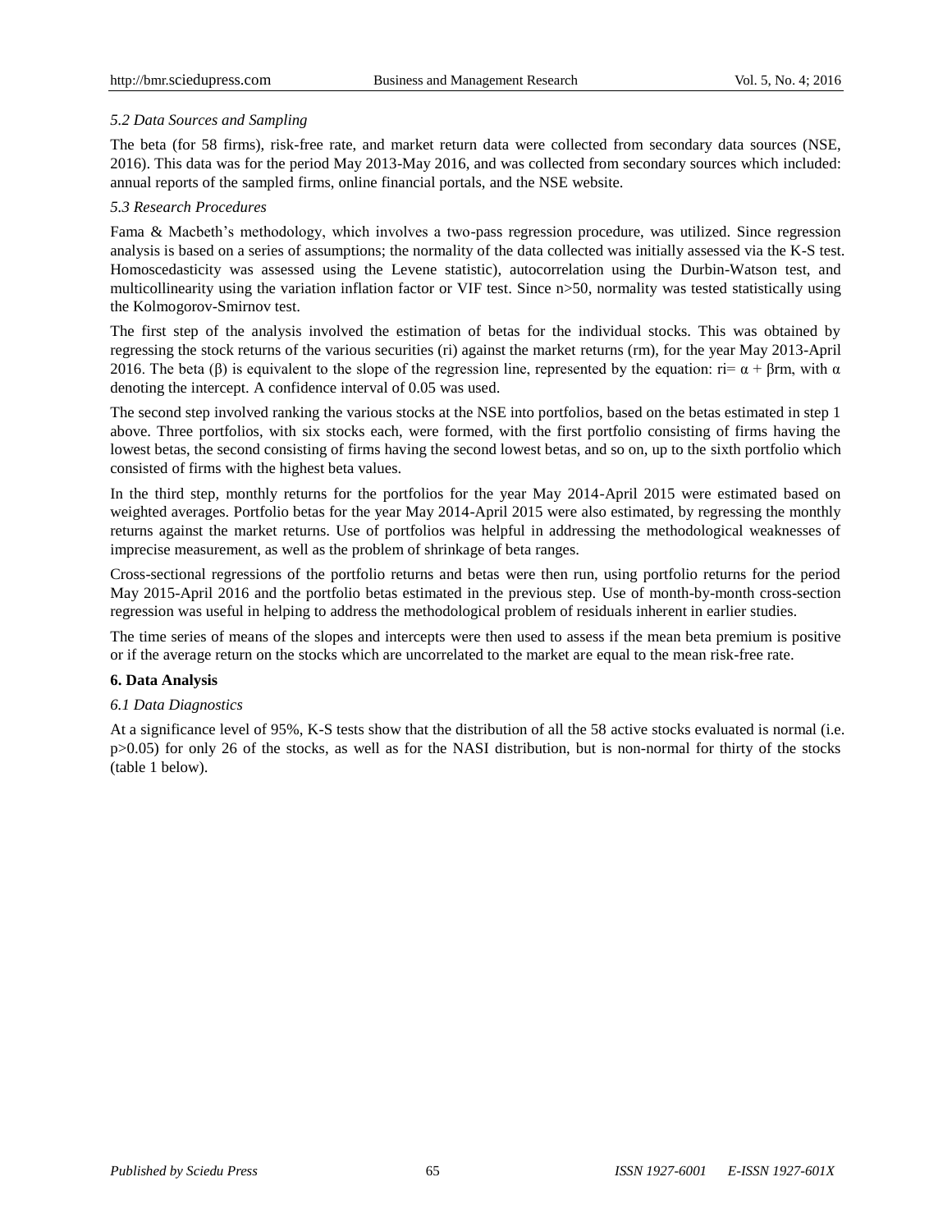### 5.2 Data Sources and Sampling

The beta (for 58 firms), risk-free rate, and market return data were collected from secondary data sources (NSE, 2016). This data was for the period May 2013-May 2016, and was collected from secondary sources which included: annual reports of the sampled firms, online financial portals, and the NSE website.

### 5.3 Research Procedures

Fama & Macbeth's methodology, which involves a two-pass regression procedure, was utilized. Since regression analysis is based on a series of assumptions; the normality of the data collected was initially assessed via the K-S test. Homoscedasticity was assessed using the Levene statistic), autocorrelation using the Durbin-Watson test, and multicollinearity using the variation inflation factor or VIF test. Since $n>50$, normality was tested statistically using the Kolmogorov-Smirnov test.

The first step of the analysis involved the estimation of betas for the individual stocks. This was obtained by regressing the stock returns of the various securities (ri) against the market returns (rm), for the year May 2013-April 2016. The beta (β) is equivalent to the slope of the regression line, represented by the equation: $ri= \alpha + \beta rm$, with α denoting the intercept. A confidence interval of 0.05 was used.

The second step involved ranking the various stocks at the NSE into portfolios, based on the betas estimated in step 1 above. Three portfolios, with six stocks each, were formed, with the first portfolio consisting of firms having the lowest betas, the second consisting of firms having the second lowest betas, and so on, up to the sixth portfolio which consisted of firms with the highest beta values.

In the third step, monthly returns for the portfolios for the year May 2014-April 2015 were estimated based on weighted averages. Portfolio betas for the year May 2014-April 2015 were also estimated, by regressing the monthly returns against the market returns. Use of portfolios was helpful in addressing the methodological weaknesses of imprecise measurement, as well as the problem of shrinkage of beta ranges.

Cross-sectional regressions of the portfolio returns and betas were then run, using portfolio returns for the period May 2015-April 2016 and the portfolio betas estimated in the previous step. Use of month-by-month cross-section regression was useful in helping to address the methodological problem of residuals inherent in earlier studies.

The time series of means of the slopes and intercepts were then used to assess if the mean beta premium is positive or if the average return on the stocks which are uncorrelated to the market are equal to the mean risk-free rate.

## 6. Data Analysis

### 6.1 Data Diagnostics

At a significance level of 95%, K-S tests show that the distribution of all the 58 active stocks evaluated is normal (i.e. $p>0.05$) for only 26 of the stocks, as well as for the NASI distribution, but is non-normal for thirty of the stocks (table 1 below).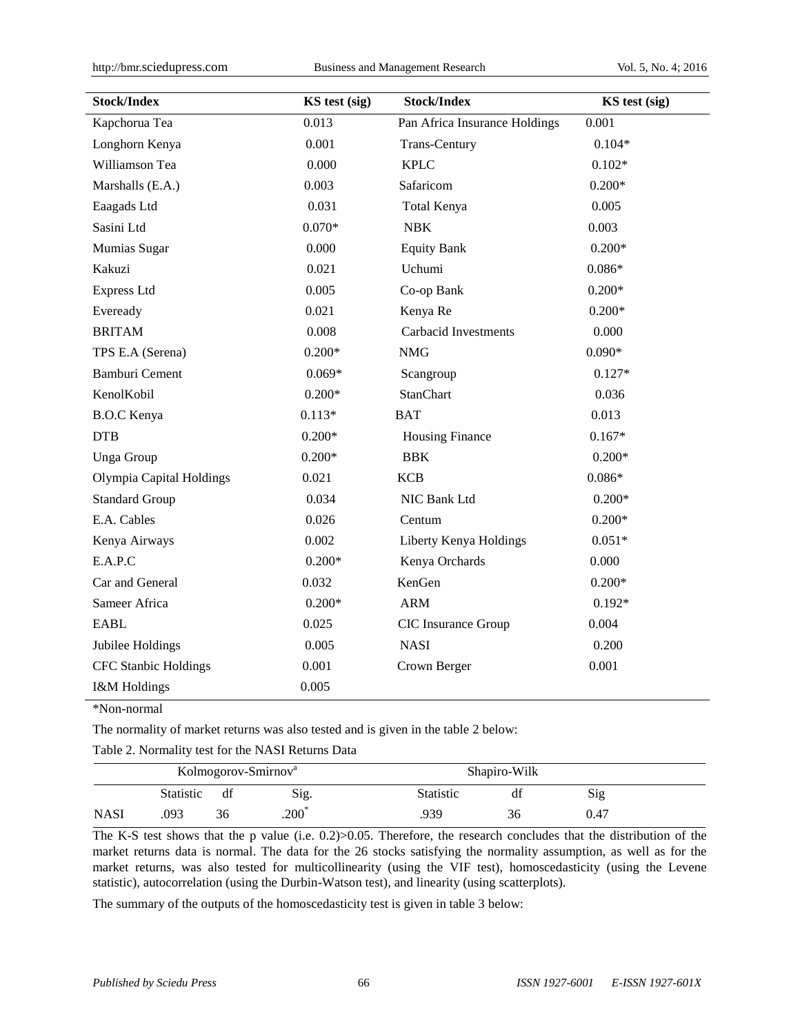| Stock/Index | KS test (sig) | Stock/Index | KS test (sig) |
|---|---|---|---|
| Kapchorua Tea | 0.013 | Pan Africa Insurance Holdings | 0.001 |
| Longhorn Kenya | 0.001 | Trans-Century | 0.104* |
| Williamson Tea | 0.000 | KPLC | 0.102* |
| Marshalls (E.A.) | 0.003 | Safaricom | 0.200* |
| Eaagads Ltd | 0.031 | Total Kenya | 0.005 |
| Sasini Ltd | 0.070* | NBK | 0.003 |
| Mumias Sugar | 0.000 | Equity Bank | 0.200* |
| Kakuzi | 0.021 | Uchumi | 0.086* |
| Express Ltd | 0.005 | Co-op Bank | 0.200* |
| Eveready | 0.021 | Kenya Re | 0.200* |
| BRITAM | 0.008 | Carbacid Investments | 0.000 |
| TPS E.A (Serena) | 0.200* | NMG | 0.090* |
| Bamburi Cement | 0.069* | Scangroup | 0.127* |
| KenolKobil | 0.200* | StanChart | 0.036 |
| B.O.C Kenya | 0.113* | BAT | 0.013 |
| DTB | 0.200* | Housing Finance | 0.167* |
| Unga Group | 0.200* | BBK | 0.200* |
| Olympia Capital Holdings | 0.021 | KCB | 0.086* |
| Standard Group | 0.034 | NIC Bank Ltd | 0.200* |
| E.A. Cables | 0.026 | Centum | 0.200* |
| Kenya Airways | 0.002 | Liberty Kenya Holdings | 0.051* |
| E.A.P.C | 0.200* | Kenya Orchards | 0.000 |
| Car and General | 0.032 | KenGen | 0.200* |
| Sameer Africa | 0.200* | ARM | 0.192* |
| EABL | 0.025 | CIC Insurance Group | 0.004 |
| Jubilee Holdings | 0.005 | NASI | 0.200 |
| CFC Stanbic Holdings | 0.001 | Crown Berger | 0.001 |
| I&M Holdings | 0.005 | | |

*Non-normal

The normality of market returns was also tested and is given in the table 2 below:

Table 2. Normality test for the NASI Returns Data

| | Kolmogorov-Smirnov[a] | | | Shapiro-Wilk | | |
|---|---|---|---|---|---|---|
| | Statistic | df | Sig. | Statistic | df | Sig |
| NASI | .093 | 36 | .200* | .939 | 36 | 0.47 |

The K-S test shows that the p value (i.e. 0.2)>0.05. Therefore, the research concludes that the distribution of the market returns data is normal. The data for the 26 stocks satisfying the normality assumption, as well as for the market returns, was also tested for multicollinearity (using the VIF test), homoscedasticity (using the Levene statistic), autocorrelation (using the Durbin-Watson test), and linearity (using scatterplots).

The summary of the outputs of the homoscedasticity test is given in table 3 below: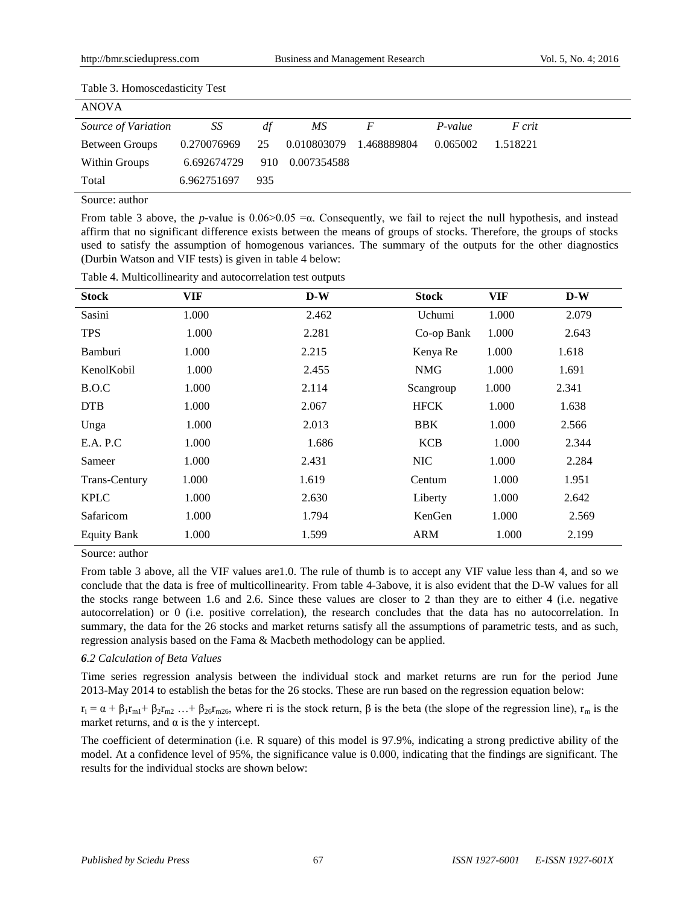Table 3. Homoscedasticity Test

| ANOVA | | | | | | |
|---|---|---|---|---|---|---|
| *Source of Variation* | *SS* | *df* | *MS* | *F* | *P-value* | *F crit* |
| Between Groups | 0.270076969 | 25 | 0.010803079 | 1.468889804 | 0.065002 | 1.518221 |
| Within Groups | 6.692674729 | 910 | 0.007354588 | | | |
| Total | 6.962751697 | 935 | | | | |

Source: author

From table 3 above, the *p*-value is 0.06>0.05 =α. Consequently, we fail to reject the null hypothesis, and instead affirm that no significant difference exists between the means of groups of stocks. Therefore, the groups of stocks used to satisfy the assumption of homogenous variances. The summary of the outputs for the other diagnostics (Durbin Watson and VIF tests) is given in table 4 below:

Table 4. Multicollinearity and autocorrelation test outputs

| **Stock** | **VIF** | **D-W** | **Stock** | **VIF** | **D-W** |
|---|---|---|---|---|---|
| Sasini | 1.000 | 2.462 | Uchumi | 1.000 | 2.079 |
| TPS | 1.000 | 2.281 | Co-op Bank | 1.000 | 2.643 |
| Bamburi | 1.000 | 2.215 | Kenya Re | 1.000 | 1.618 |
| KenolKobil | 1.000 | 2.455 | NMG | 1.000 | 1.691 |
| B.O.C | 1.000 | 2.114 | Scangroup | 1.000 | 2.341 |
| DTB | 1.000 | 2.067 | HFCK | 1.000 | 1.638 |
| Unga | 1.000 | 2.013 | BBK | 1.000 | 2.566 |
| E.A. P.C | 1.000 | 1.686 | KCB | 1.000 | 2.344 |
| Sameer | 1.000 | 2.431 | NIC | 1.000 | 2.284 |
| Trans-Century | 1.000 | 1.619 | Centum | 1.000 | 1.951 |
| KPLC | 1.000 | 2.630 | Liberty | 1.000 | 2.642 |
| Safaricom | 1.000 | 1.794 | KenGen | 1.000 | 2.569 |
| Equity Bank | 1.000 | 1.599 | ARM | 1.000 | 2.199 |

Source: author

From table 3 above, all the VIF values are1.0. The rule of thumb is to accept any VIF value less than 4, and so we conclude that the data is free of multicollinearity. From table 4-3above, it is also evident that the D-W values for all the stocks range between 1.6 and 2.6. Since these values are closer to 2 than they are to either 4 (i.e. negative autocorrelation) or 0 (i.e. positive correlation), the research concludes that the data has no autocorrelation. In summary, the data for the 26 stocks and market returns satisfy all the assumptions of parametric tests, and as such, regression analysis based on the Fama & Macbeth methodology can be applied.

### *6.2 Calculation of Beta Values*

Time series regression analysis between the individual stock and market returns are run for the period June 2013-May 2014 to establish the betas for the 26 stocks. These are run based on the regression equation below:

$r_i = \alpha + \beta_1 r_{m1} + \beta_2 r_{m2} \ldots + \beta_{26} r_{m26}$, where ri is the stock return, β is the beta (the slope of the regression line), $r_m$ is the market returns, and α is the y intercept.

The coefficient of determination (i.e. R square) of this model is 97.9%, indicating a strong predictive ability of the model. At a confidence level of 95%, the significance value is 0.000, indicating that the findings are significant. The results for the individual stocks are shown below: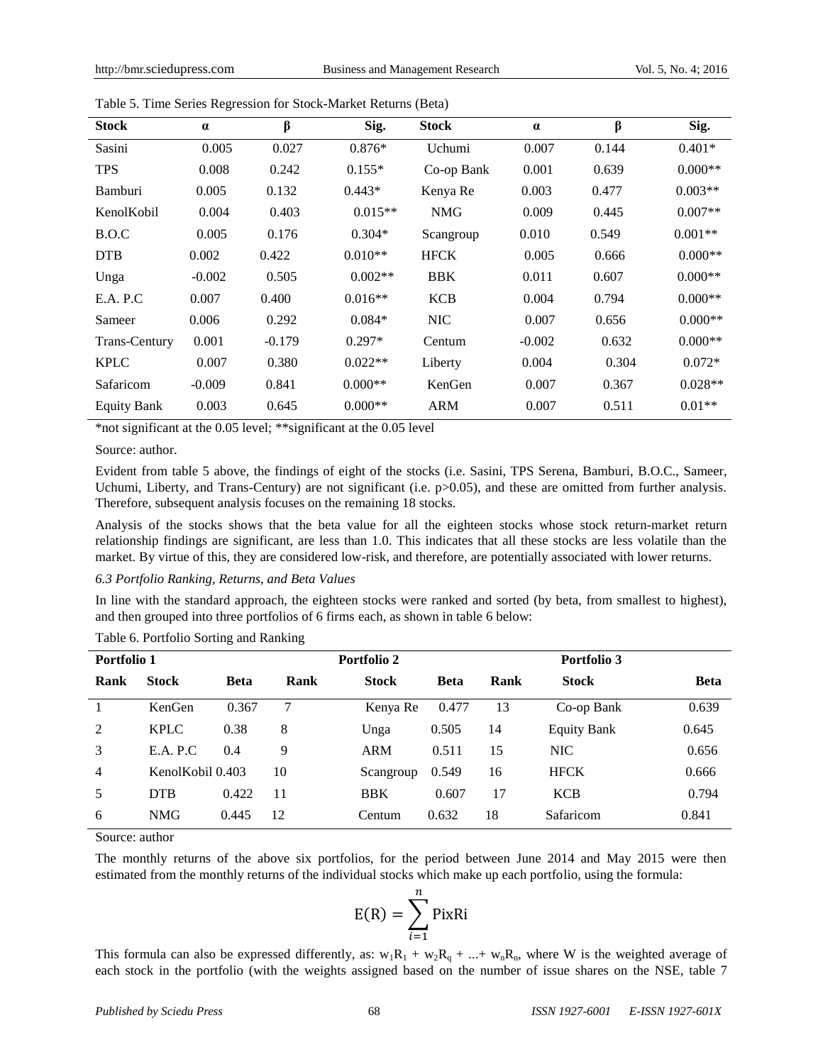Table 5. Time Series Regression for Stock-Market Returns (Beta)

| Stock | α | β | Sig. | Stock | α | β | Sig. |
|---|---|---|---|---|---|---|---|
| Sasini | 0.005 | 0.027 | 0.876* | Uchumi | 0.007 | 0.144 | 0.401* |
| TPS | 0.008 | 0.242 | 0.155* | Co-op Bank | 0.001 | 0.639 | 0.000** |
| Bamburi | 0.005 | 0.132 | 0.443* | Kenya Re | 0.003 | 0.477 | 0.003** |
| KenolKobil | 0.004 | 0.403 | 0.015** | NMG | 0.009 | 0.445 | 0.007** |
| B.O.C | 0.005 | 0.176 | 0.304* | Scangroup | 0.010 | 0.549 | 0.001** |
| DTB | 0.002 | 0.422 | 0.010** | HFCK | 0.005 | 0.666 | 0.000** |
| Unga | -0.002 | 0.505 | 0.002** | BBK | 0.011 | 0.607 | 0.000** |
| E.A. P.C | 0.007 | 0.400 | 0.016** | KCB | 0.004 | 0.794 | 0.000** |
| Sameer | 0.006 | 0.292 | 0.084* | NIC | 0.007 | 0.656 | 0.000** |
| Trans-Century | 0.001 | -0.179 | 0.297* | Centum | -0.002 | 0.632 | 0.000** |
| KPLC | 0.007 | 0.380 | 0.022** | Liberty | 0.004 | 0.304 | 0.072* |
| Safaricom | -0.009 | 0.841 | 0.000** | KenGen | 0.007 | 0.367 | 0.028** |
| Equity Bank | 0.003 | 0.645 | 0.000** | ARM | 0.007 | 0.511 | 0.01** |

*not significant at the 0.05 level; **significant at the 0.05 level

Source: author.

Evident from table 5 above, the findings of eight of the stocks (i.e. Sasini, TPS Serena, Bamburi, B.O.C., Sameer, Uchumi, Liberty, and Trans-Century) are not significant (i.e. p>0.05), and these are omitted from further analysis. Therefore, subsequent analysis focuses on the remaining 18 stocks.

Analysis of the stocks shows that the beta value for all the eighteen stocks whose stock return-market return relationship findings are significant, are less than 1.0. This indicates that all these stocks are less volatile than the market. By virtue of this, they are considered low-risk, and therefore, are potentially associated with lower returns.

*6.3 Portfolio Ranking, Returns, and Beta Values*

In line with the standard approach, the eighteen stocks were ranked and sorted (by beta, from smallest to highest), and then grouped into three portfolios of 6 firms each, as shown in table 6 below:

Table 6. Portfolio Sorting and Ranking

| Portfolio 1 | | | Portfolio 2 | | | Portfolio 3 | | |
|---|---|---|---|---|---|---|---|---|
| Rank | Stock | Beta | Rank | Stock | Beta | Rank | Stock | Beta |
| 1 | KenGen | 0.367 | 7 | Kenya Re | 0.477 | 13 | Co-op Bank | 0.639 |
| 2 | KPLC | 0.38 | 8 | Unga | 0.505 | 14 | Equity Bank | 0.645 |
| 3 | E.A. P.C | 0.4 | 9 | ARM | 0.511 | 15 | NIC | 0.656 |
| 4 | KenolKobil | 0.403 | 10 | Scangroup | 0.549 | 16 | HFCK | 0.666 |
| 5 | DTB | 0.422 | 11 | BBK | 0.607 | 17 | KCB | 0.794 |
| 6 | NMG | 0.445 | 12 | Centum | 0.632 | 18 | Safaricom | 0.841 |

Source: author

The monthly returns of the above six portfolios, for the period between June 2014 and May 2015 were then estimated from the monthly returns of the individual stocks which make up each portfolio, using the formula:

$$\mathrm{E(R)} = \sum_{i=1}^{n} \mathrm{PixRi}$$

This formula can also be expressed differently, as: $w_1R_1 + w_2R_q + ...+ w_nR_n$, where W is the weighted average of each stock in the portfolio (with the weights assigned based on the number of issue shares on the NSE, table 7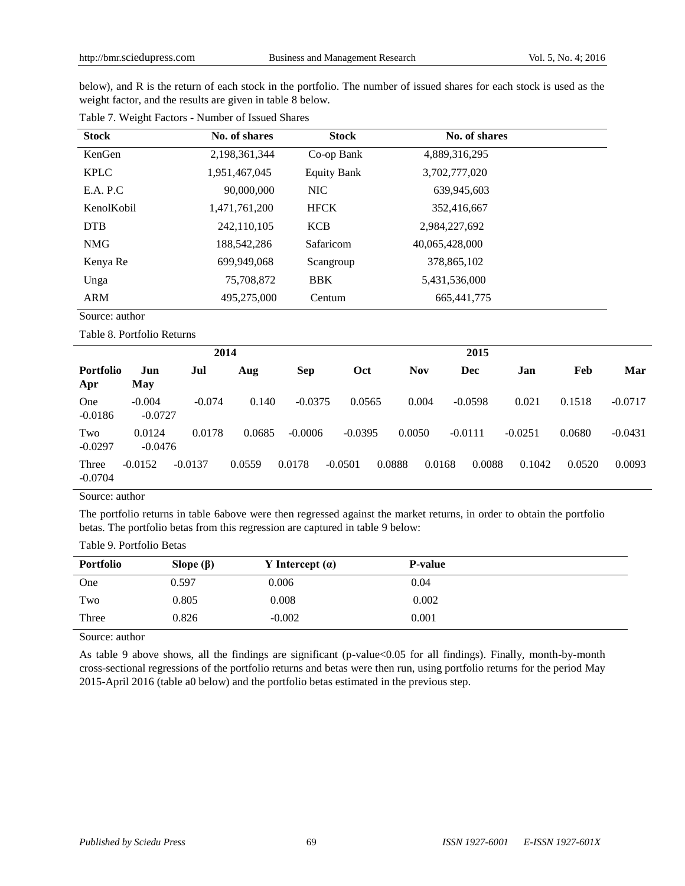below), and R is the return of each stock in the portfolio. The number of issued shares for each stock is used as the weight factor, and the results are given in table 8 below.

Table 7. Weight Factors - Number of Issued Shares

| Stock | No. of shares | Stock | No. of shares |
|---|---|---|---|
| KenGen | 2,198,361,344 | Co-op Bank | 4,889,316,295 |
| KPLC | 1,951,467,045 | Equity Bank | 3,702,777,020 |
| E.A. P.C | 90,000,000 | NIC | 639,945,603 |
| KenolKobil | 1,471,761,200 | HFCK | 352,416,667 |
| DTB | 242,110,105 | KCB | 2,984,227,692 |
| NMG | 188,542,286 | Safaricom | 40,065,428,000 |
| Kenya Re | 699,949,068 | Scangroup | 378,865,102 |
| Unga | 75,708,872 | BBK | 5,431,536,000 |
| ARM | 495,275,000 | Centum | 665,441,775 |

Source: author

Table 8. Portfolio Returns

| | 2014 | | | | | | | 2015 | | | | |
|---|---|---|---|---|---|---|---|---|---|---|---|---|
| Portfolio | Jun | Jul | Aug | Sep | Oct | Nov | Dec | Jan | Feb | Mar | Apr | May |
| One | -0.004 | -0.074 | 0.140 | -0.0375 | 0.0565 | 0.004 | -0.0598 | 0.021 | 0.1518 | -0.0717 | -0.0186 | -0.0727 |
| Two | 0.0124 | 0.0178 | 0.0685 | -0.0006 | -0.0395 | 0.0050 | -0.0111 | -0.0251 | 0.0680 | -0.0431 | -0.0297 | -0.0476 |
| Three | -0.0152 | -0.0137 | 0.0559 | 0.0178 | -0.0501 | 0.0888 | 0.0168 | 0.0088 | 0.1042 | 0.0520 | 0.0093 | -0.0704 |

Source: author

The portfolio returns in table 6above were then regressed against the market returns, in order to obtain the portfolio betas. The portfolio betas from this regression are captured in table 9 below:

Table 9. Portfolio Betas

| Portfolio | Slope (β) | Y Intercept (α) | P-value |
|---|---|---|---|
| One | 0.597 | 0.006 | 0.04 |
| Two | 0.805 | 0.008 | 0.002 |
| Three | 0.826 | -0.002 | 0.001 |

Source: author

As table 9 above shows, all the findings are significant (p-value<0.05 for all findings). Finally, month-by-month cross-sectional regressions of the portfolio returns and betas were then run, using portfolio returns for the period May 2015-April 2016 (table a0 below) and the portfolio betas estimated in the previous step.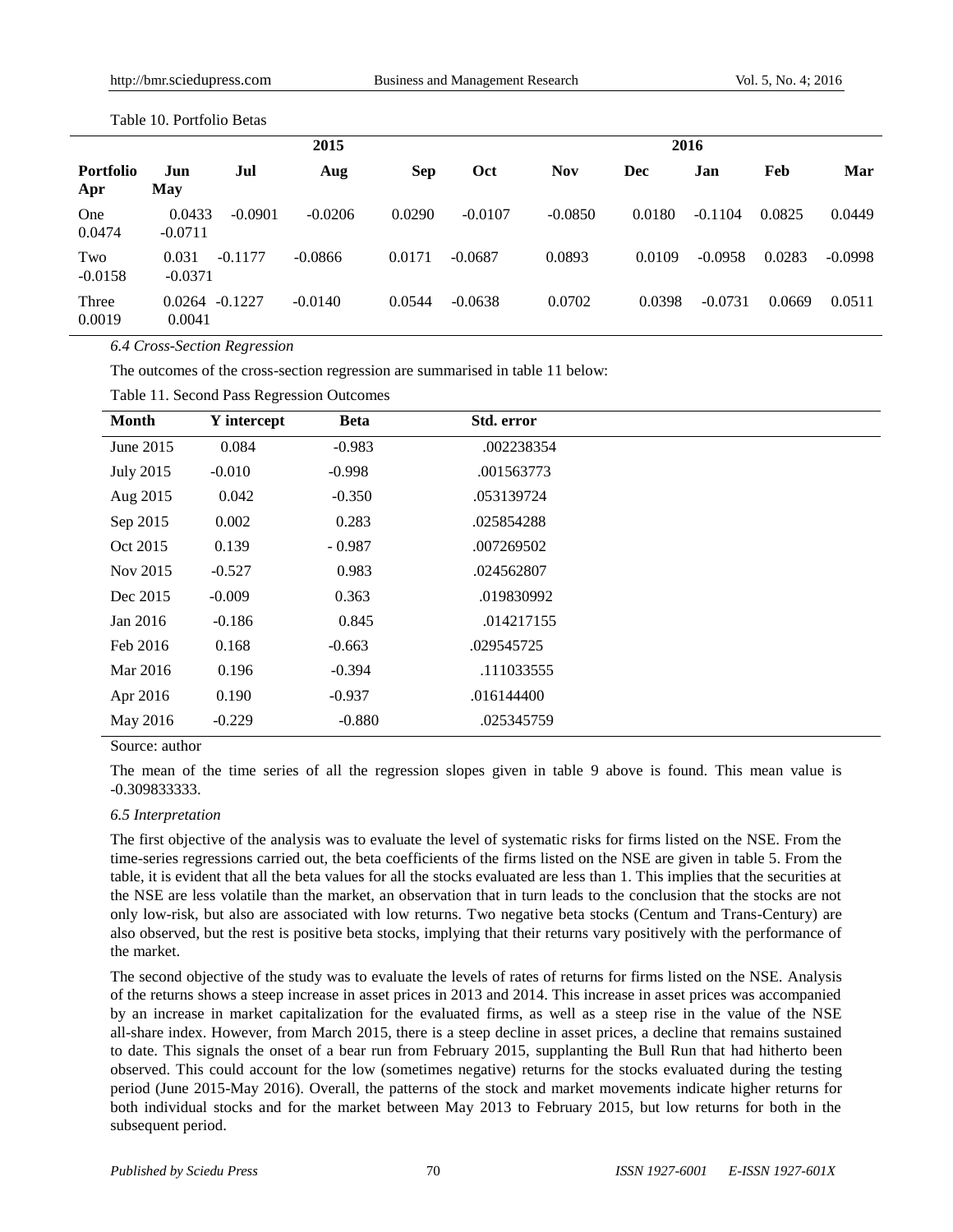Table 10. Portfolio Betas

| Portfolio | 2015 | | | | | | | 2016 | | | |
|---|---|---|---|---|---|---|---|---|---|---|---|
| | Jun | Jul | Aug | Sep | Oct | Nov | Dec | Jan | Feb | Mar | Apr | May |
| One | 0.0433 | -0.0901 | -0.0206 | 0.0290 | -0.0107 | -0.0850 | 0.0180 | -0.1104 | 0.0825 | 0.0449 | 0.0474 | -0.0711 |
| Two | 0.031 | -0.1177 | -0.0866 | 0.0171 | -0.0687 | 0.0893 | 0.0109 | -0.0958 | 0.0283 | -0.0998 | -0.0158 | -0.0371 |
| Three | 0.0264 | -0.1227 | -0.0140 | 0.0544 | -0.0638 | 0.0702 | 0.0398 | -0.0731 | 0.0669 | 0.0511 | 0.0019 | 0.0041 |

*6.4 Cross-Section Regression*

The outcomes of the cross-section regression are summarised in table 11 below:

Table 11. Second Pass Regression Outcomes

| Month | Y intercept | Beta | Std. error |
|---|---|---|---|
| June 2015 | 0.084 | -0.983 | .002238354 |
| July 2015 | -0.010 | -0.998 | .001563773 |
| Aug 2015 | 0.042 | -0.350 | .053139724 |
| Sep 2015 | 0.002 | 0.283 | .025854288 |
| Oct 2015 | 0.139 | - 0.987 | .007269502 |
| Nov 2015 | -0.527 | 0.983 | .024562807 |
| Dec 2015 | -0.009 | 0.363 | .019830992 |
| Jan 2016 | -0.186 | 0.845 | .014217155 |
| Feb 2016 | 0.168 | -0.663 | .029545725 |
| Mar 2016 | 0.196 | -0.394 | .111033555 |
| Apr 2016 | 0.190 | -0.937 | .016144400 |
| May 2016 | -0.229 | -0.880 | .025345759 |

Source: author

The mean of the time series of all the regression slopes given in table 9 above is found. This mean value is -0.309833333.

*6.5 Interpretation*

The first objective of the analysis was to evaluate the level of systematic risks for firms listed on the NSE. From the time-series regressions carried out, the beta coefficients of the firms listed on the NSE are given in table 5. From the table, it is evident that all the beta values for all the stocks evaluated are less than 1. This implies that the securities at the NSE are less volatile than the market, an observation that in turn leads to the conclusion that the stocks are not only low-risk, but also are associated with low returns. Two negative beta stocks (Centum and Trans-Century) are also observed, but the rest is positive beta stocks, implying that their returns vary positively with the performance of the market.

The second objective of the study was to evaluate the levels of rates of returns for firms listed on the NSE. Analysis of the returns shows a steep increase in asset prices in 2013 and 2014. This increase in asset prices was accompanied by an increase in market capitalization for the evaluated firms, as well as a steep rise in the value of the NSE all-share index. However, from March 2015, there is a steep decline in asset prices, a decline that remains sustained to date. This signals the onset of a bear run from February 2015, supplanting the Bull Run that had hitherto been observed. This could account for the low (sometimes negative) returns for the stocks evaluated during the testing period (June 2015-May 2016). Overall, the patterns of the stock and market movements indicate higher returns for both individual stocks and for the market between May 2013 to February 2015, but low returns for both in the subsequent period.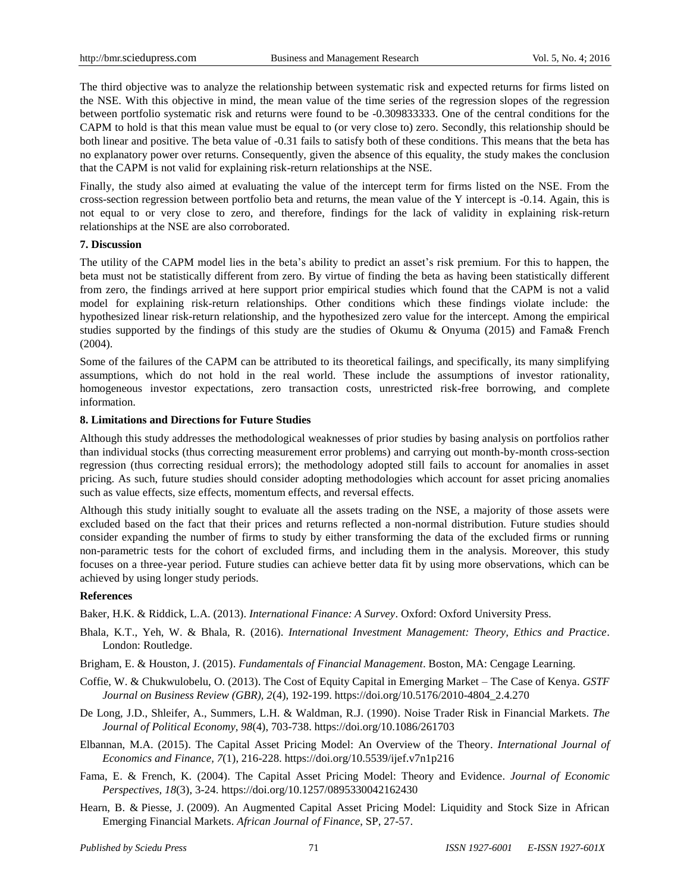The third objective was to analyze the relationship between systematic risk and expected returns for firms listed on the NSE. With this objective in mind, the mean value of the time series of the regression slopes of the regression between portfolio systematic risk and returns were found to be -0.309833333. One of the central conditions for the CAPM to hold is that this mean value must be equal to (or very close to) zero. Secondly, this relationship should be both linear and positive. The beta value of -0.31 fails to satisfy both of these conditions. This means that the beta has no explanatory power over returns. Consequently, given the absence of this equality, the study makes the conclusion that the CAPM is not valid for explaining risk-return relationships at the NSE.

Finally, the study also aimed at evaluating the value of the intercept term for firms listed on the NSE. From the cross-section regression between portfolio beta and returns, the mean value of the Y intercept is -0.14. Again, this is not equal to or very close to zero, and therefore, findings for the lack of validity in explaining risk-return relationships at the NSE are also corroborated.

## 7. Discussion

The utility of the CAPM model lies in the beta's ability to predict an asset's risk premium. For this to happen, the beta must not be statistically different from zero. By virtue of finding the beta as having been statistically different from zero, the findings arrived at here support prior empirical studies which found that the CAPM is not a valid model for explaining risk-return relationships. Other conditions which these findings violate include: the hypothesized linear risk-return relationship, and the hypothesized zero value for the intercept. Among the empirical studies supported by the findings of this study are the studies of Okumu & Onyuma (2015) and Fama& French (2004).

Some of the failures of the CAPM can be attributed to its theoretical failings, and specifically, its many simplifying assumptions, which do not hold in the real world. These include the assumptions of investor rationality, homogeneous investor expectations, zero transaction costs, unrestricted risk-free borrowing, and complete information.

## 8. Limitations and Directions for Future Studies

Although this study addresses the methodological weaknesses of prior studies by basing analysis on portfolios rather than individual stocks (thus correcting measurement error problems) and carrying out month-by-month cross-section regression (thus correcting residual errors); the methodology adopted still fails to account for anomalies in asset pricing. As such, future studies should consider adopting methodologies which account for asset pricing anomalies such as value effects, size effects, momentum effects, and reversal effects.

Although this study initially sought to evaluate all the assets trading on the NSE, a majority of those assets were excluded based on the fact that their prices and returns reflected a non-normal distribution. Future studies should consider expanding the number of firms to study by either transforming the data of the excluded firms or running non-parametric tests for the cohort of excluded firms, and including them in the analysis. Moreover, this study focuses on a three-year period. Future studies can achieve better data fit by using more observations, which can be achieved by using longer study periods.

## References

Baker, H.K. & Riddick, L.A. (2013). *International Finance: A Survey*. Oxford: Oxford University Press.

Bhala, K.T., Yeh, W. & Bhala, R. (2016). *International Investment Management: Theory, Ethics and Practice*. London: Routledge.

Brigham, E. & Houston, J. (2015). *Fundamentals of Financial Management*. Boston, MA: Cengage Learning.

Coffie, W. & Chukwulobelu, O. (2013). The Cost of Equity Capital in Emerging Market – The Case of Kenya. *GSTF Journal on Business Review (GBR), 2*(4), 192-199. https://doi.org/10.5176/2010-4804_2.4.270

De Long, J.D., Shleifer, A., Summers, L.H. & Waldman, R.J. (1990). Noise Trader Risk in Financial Markets. *The Journal of Political Economy, 98*(4), 703-738. https://doi.org/10.1086/261703

Elbannan, M.A. (2015). The Capital Asset Pricing Model: An Overview of the Theory. *International Journal of Economics and Finance, 7*(1), 216-228. https://doi.org/10.5539/ijef.v7n1p216

Fama, E. & French, K. (2004). The Capital Asset Pricing Model: Theory and Evidence. *Journal of Economic Perspectives, 18*(3), 3-24. https://doi.org/10.1257/0895330042162430

Hearn, B. & Piesse, J. (2009). An Augmented Capital Asset Pricing Model: Liquidity and Stock Size in African Emerging Financial Markets. *African Journal of Finance*, SP, 27-57.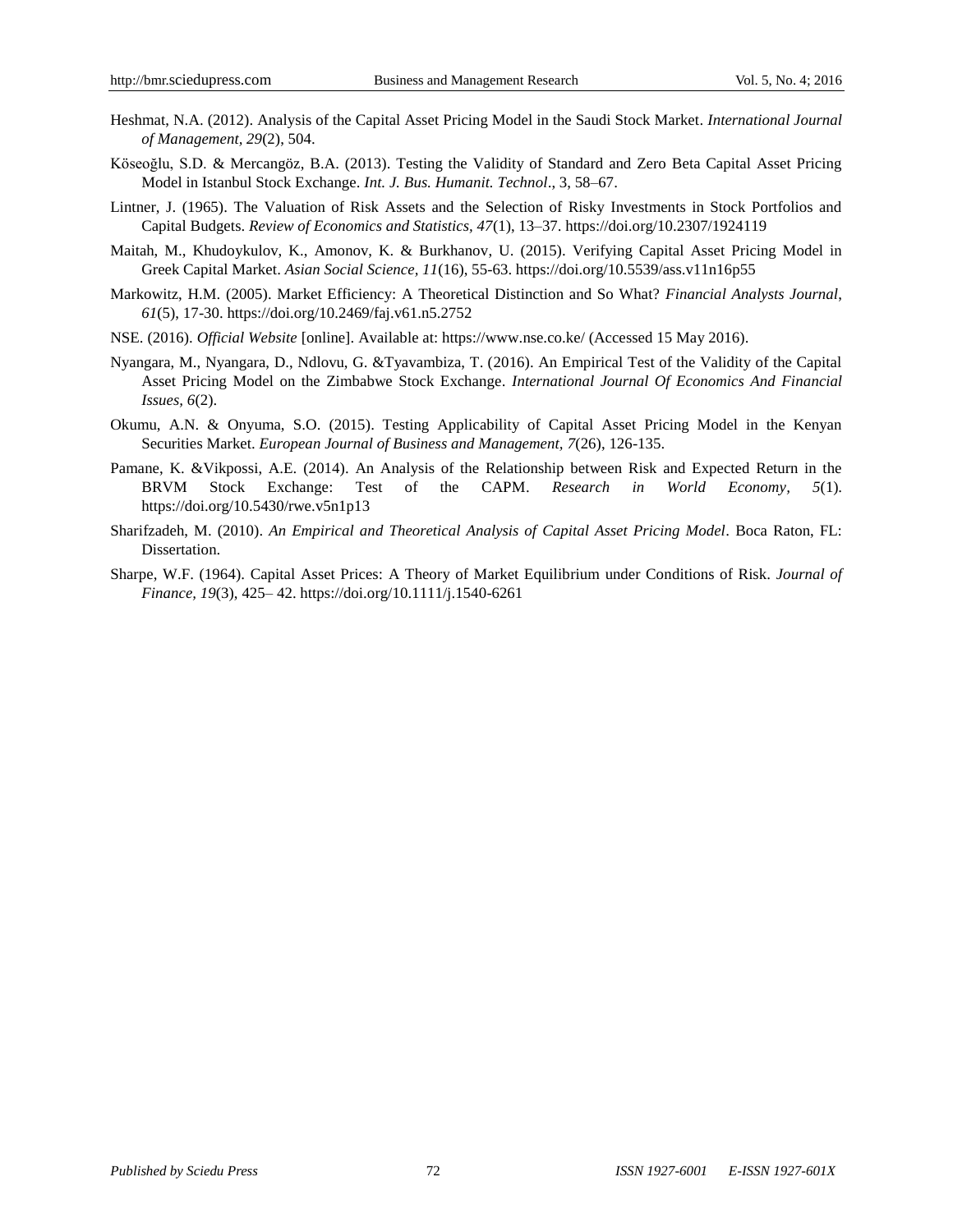Heshmat, N.A. (2012). Analysis of the Capital Asset Pricing Model in the Saudi Stock Market. *International Journal of Management, 29*(2), 504.

Köseoğlu, S.D. & Mercangöz, B.A. (2013). Testing the Validity of Standard and Zero Beta Capital Asset Pricing Model in Istanbul Stock Exchange. *Int. J. Bus. Humanit. Technol*., 3, 58–67.

Lintner, J. (1965). The Valuation of Risk Assets and the Selection of Risky Investments in Stock Portfolios and Capital Budgets. *Review of Economics and Statistics, 47*(1), 13–37. https://doi.org/10.2307/1924119

Maitah, M., Khudoykulov, K., Amonov, K. & Burkhanov, U. (2015). Verifying Capital Asset Pricing Model in Greek Capital Market. *Asian Social Science, 11*(16), 55-63. https://doi.org/10.5539/ass.v11n16p55

Markowitz, H.M. (2005). Market Efficiency: A Theoretical Distinction and So What? *Financial Analysts Journal, 61*(5), 17-30. https://doi.org/10.2469/faj.v61.n5.2752

NSE. (2016). *Official Website* [online]. Available at: https://www.nse.co.ke/ (Accessed 15 May 2016).

Nyangara, M., Nyangara, D., Ndlovu, G. &Tyavambiza, T. (2016). An Empirical Test of the Validity of the Capital Asset Pricing Model on the Zimbabwe Stock Exchange. *International Journal Of Economics And Financial Issues, 6*(2).

Okumu, A.N. & Onyuma, S.O. (2015). Testing Applicability of Capital Asset Pricing Model in the Kenyan Securities Market. *European Journal of Business and Management, 7*(26), 126-135.

Pamane, K. &Vikpossi, A.E. (2014). An Analysis of the Relationship between Risk and Expected Return in the BRVM Stock Exchange: Test of the CAPM. *Research in World Economy, 5*(1). https://doi.org/10.5430/rwe.v5n1p13

Sharifzadeh, M. (2010). *An Empirical and Theoretical Analysis of Capital Asset Pricing Model*. Boca Raton, FL: Dissertation.

Sharpe, W.F. (1964). Capital Asset Prices: A Theory of Market Equilibrium under Conditions of Risk. *Journal of Finance, 19*(3), 425– 42. https://doi.org/10.1111/j.1540-6261